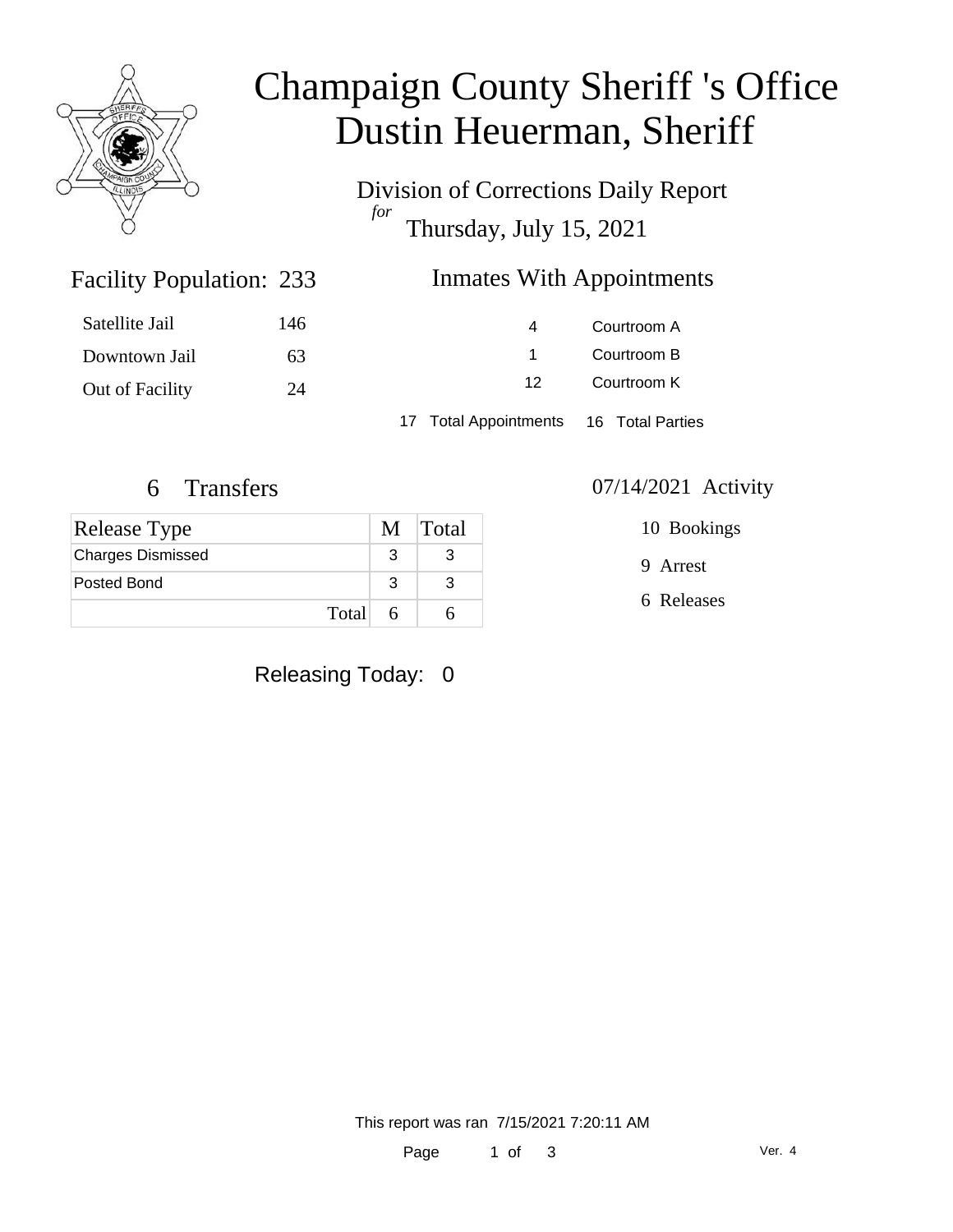# Champaign County Sheriff 's Office
# Dustin Heuerman, Sheriff

Division of Corrections Daily Report
*for*
Thursday, July 15, 2021

## Facility Population: 233

| | |
|---|---|
| Satellite Jail | 146 |
| Downtown Jail | 63 |
| Out of Facility | 24 |

## Inmates With Appointments

| | |
|---|---|
| 4 | Courtroom A |
| 1 | Courtroom B |
| 12 | Courtroom K |

17 Total Appointments    16 Total Parties

## 6 Transfers

| Release Type | M | Total |
|---|---|---|
| Charges Dismissed | 3 | 3 |
| Posted Bond | 3 | 3 |
| Total | 6 | 6 |

## 07/14/2021 Activity

10 Bookings

9 Arrest

6 Releases

Releasing Today: 0

This report was ran 7/15/2021 7:20:11 AM

Ver. 4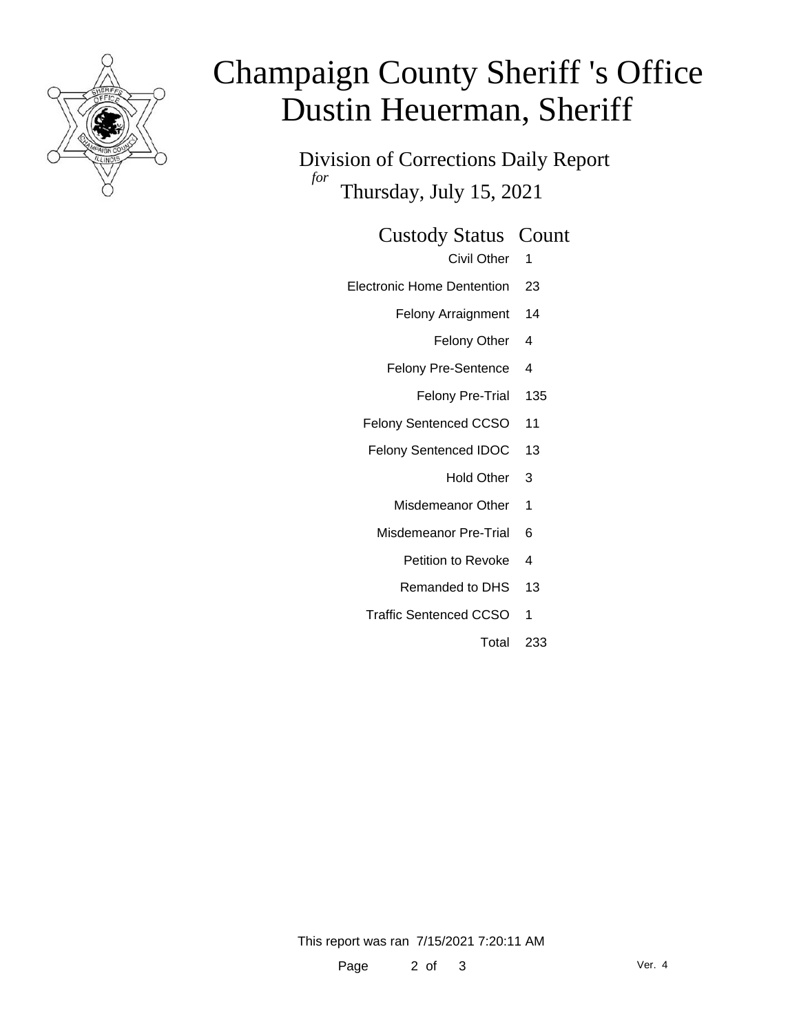# Champaign County Sheriff 's Office
# Dustin Heuerman, Sheriff

Division of Corrections Daily Report

*for* Thursday, July 15, 2021

| Custody Status | Count |
|---|---|
| Civil Other | 1 |
| Electronic Home Dentention | 23 |
| Felony Arraignment | 14 |
| Felony Other | 4 |
| Felony Pre-Sentence | 4 |
| Felony Pre-Trial | 135 |
| Felony Sentenced CCSO | 11 |
| Felony Sentenced IDOC | 13 |
| Hold Other | 3 |
| Misdemeanor Other | 1 |
| Misdemeanor Pre-Trial | 6 |
| Petition to Revoke | 4 |
| Remanded to DHS | 13 |
| Traffic Sentenced CCSO | 1 |
| Total | 233 |

This report was ran 7/15/2021 7:20:11 AM

Ver. 4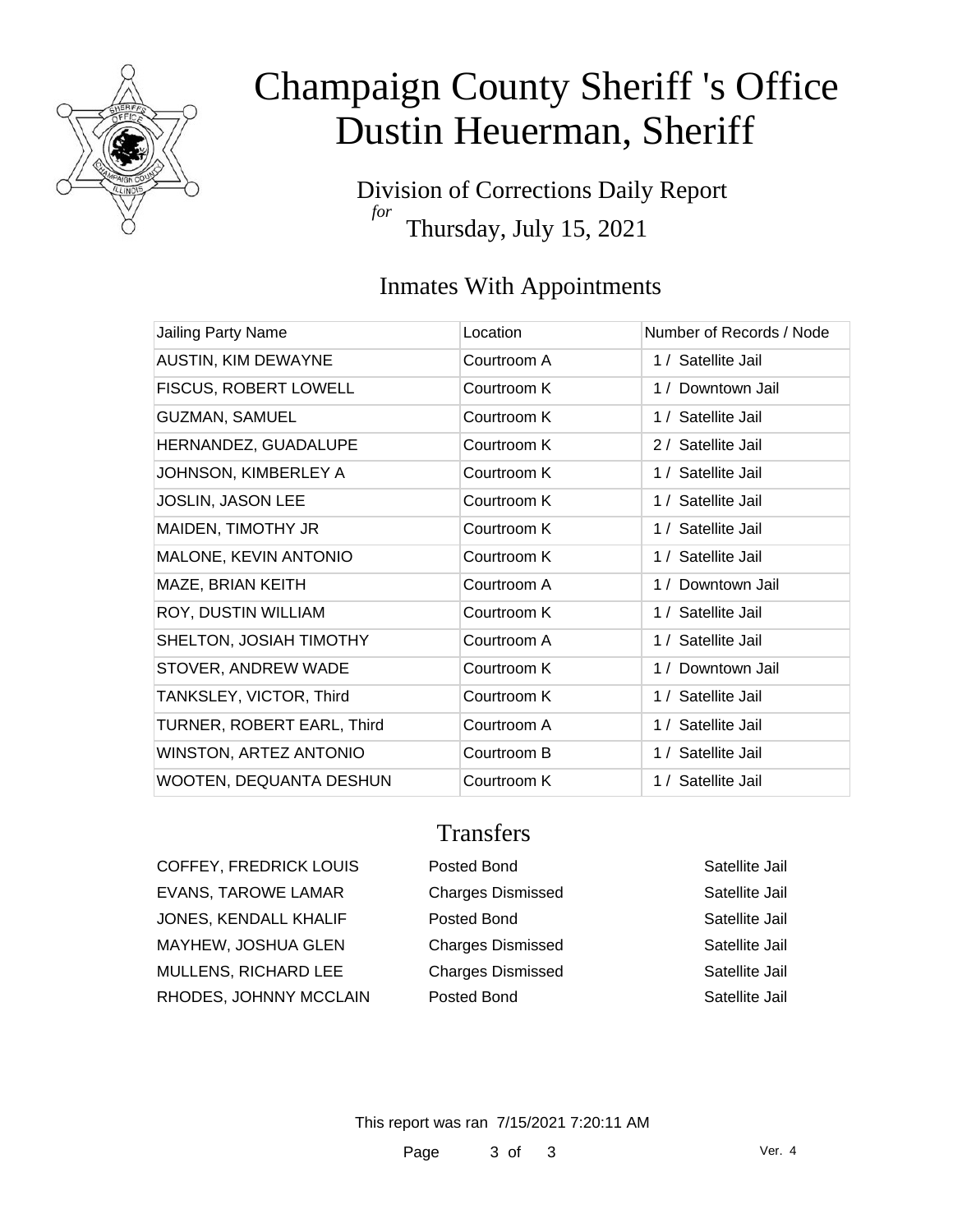# Champaign County Sheriff 's Office
# Dustin Heuerman, Sheriff

Division of Corrections Daily Report
*for*
Thursday, July 15, 2021

## Inmates With Appointments

| Jailing Party Name | Location | Number of Records / Node |
|---|---|---|
| AUSTIN, KIM DEWAYNE | Courtroom A | 1 / Satellite Jail |
| FISCUS, ROBERT LOWELL | Courtroom K | 1 / Downtown Jail |
| GUZMAN, SAMUEL | Courtroom K | 1 / Satellite Jail |
| HERNANDEZ, GUADALUPE | Courtroom K | 2 / Satellite Jail |
| JOHNSON, KIMBERLEY A | Courtroom K | 1 / Satellite Jail |
| JOSLIN, JASON LEE | Courtroom K | 1 / Satellite Jail |
| MAIDEN, TIMOTHY JR | Courtroom K | 1 / Satellite Jail |
| MALONE, KEVIN ANTONIO | Courtroom K | 1 / Satellite Jail |
| MAZE, BRIAN KEITH | Courtroom A | 1 / Downtown Jail |
| ROY, DUSTIN WILLIAM | Courtroom K | 1 / Satellite Jail |
| SHELTON, JOSIAH TIMOTHY | Courtroom A | 1 / Satellite Jail |
| STOVER, ANDREW WADE | Courtroom K | 1 / Downtown Jail |
| TANKSLEY, VICTOR, Third | Courtroom K | 1 / Satellite Jail |
| TURNER, ROBERT EARL, Third | Courtroom A | 1 / Satellite Jail |
| WINSTON, ARTEZ ANTONIO | Courtroom B | 1 / Satellite Jail |
| WOOTEN, DEQUANTA DESHUN | Courtroom K | 1 / Satellite Jail |

## Transfers

| | | |
|---|---|---|
| COFFEY, FREDRICK LOUIS | Posted Bond | Satellite Jail |
| EVANS, TAROWE LAMAR | Charges Dismissed | Satellite Jail |
| JONES, KENDALL KHALIF | Posted Bond | Satellite Jail |
| MAYHEW, JOSHUA GLEN | Charges Dismissed | Satellite Jail |
| MULLENS, RICHARD LEE | Charges Dismissed | Satellite Jail |
| RHODES, JOHNNY MCCLAIN | Posted Bond | Satellite Jail |

This report was ran 7/15/2021 7:20:11 AM

Ver. 4